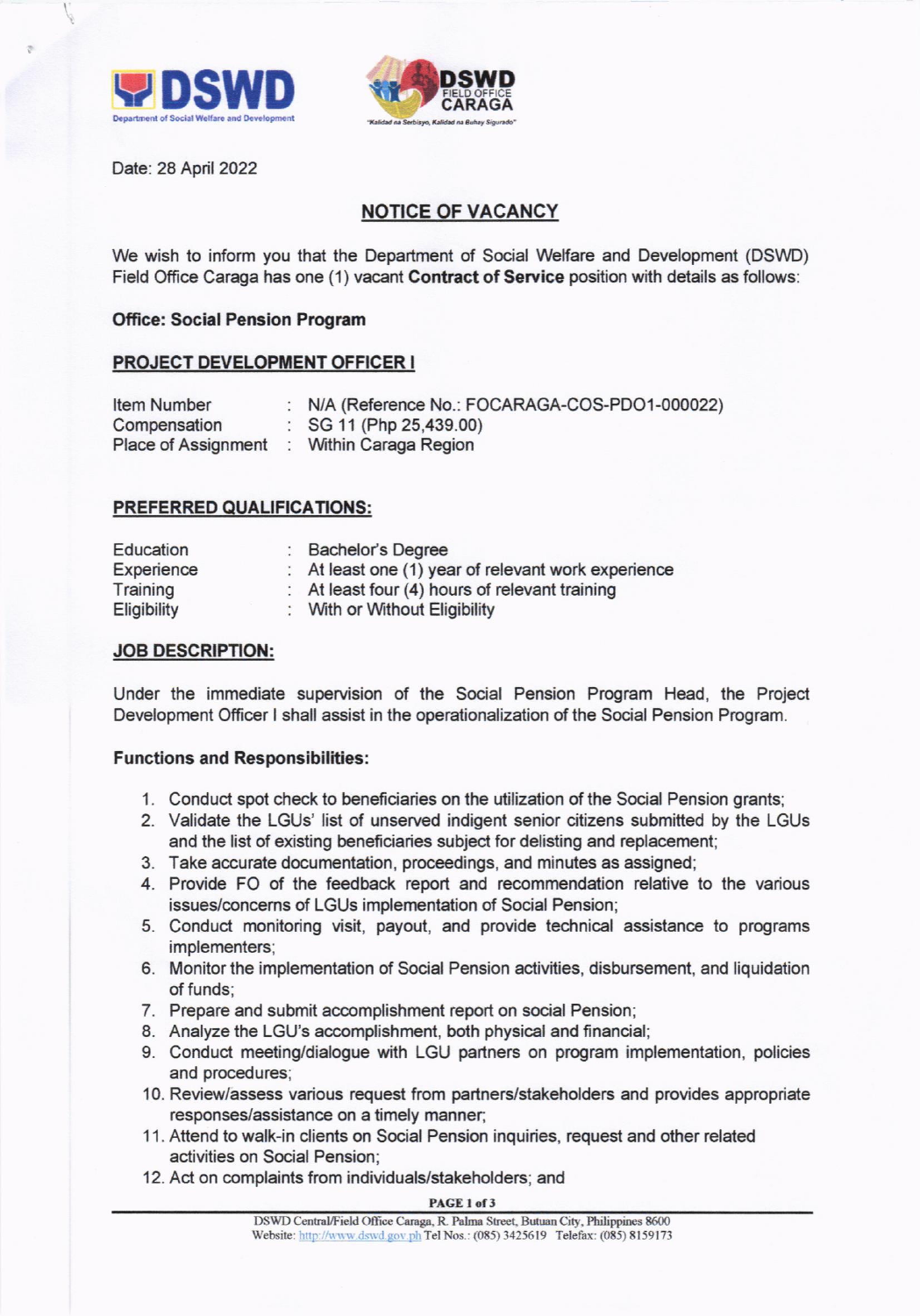Date: 28 April 2022

## NOTICE OF VACANCY

We wish to inform you that the Department of Social Welfare and Development (DSWD) Field Office Caraga has one (1) vacant **Contract of Service** position with details as follows:

**Office: Social Pension Program**

### PROJECT DEVELOPMENT OFFICER I

| | | |
|---|---|---|
| Item Number | : | N/A (Reference No.: FOCARAGA-COS-PDO1-000022) |
| Compensation | : | SG 11 (Php 25,439.00) |
| Place of Assignment | : | Within Caraga Region |

### PREFERRED QUALIFICATIONS:

| | | |
|---|---|---|
| Education | : | Bachelor's Degree |
| Experience | : | At least one (1) year of relevant work experience |
| Training | : | At least four (4) hours of relevant training |
| Eligibility | : | With or Without Eligibility |

### JOB DESCRIPTION:

Under the immediate supervision of the Social Pension Program Head, the Project Development Officer I shall assist in the operationalization of the Social Pension Program.

**Functions and Responsibilities:**

1. Conduct spot check to beneficiaries on the utilization of the Social Pension grants;
2. Validate the LGUs' list of unserved indigent senior citizens submitted by the LGUs and the list of existing beneficiaries subject for delisting and replacement;
3. Take accurate documentation, proceedings, and minutes as assigned;
4. Provide FO of the feedback report and recommendation relative to the various issues/concerns of LGUs implementation of Social Pension;
5. Conduct monitoring visit, payout, and provide technical assistance to programs implementers;
6. Monitor the implementation of Social Pension activities, disbursement, and liquidation of funds;
7. Prepare and submit accomplishment report on social Pension;
8. Analyze the LGU's accomplishment, both physical and financial;
9. Conduct meeting/dialogue with LGU partners on program implementation, policies and procedures;
10. Review/assess various request from partners/stakeholders and provides appropriate responses/assistance on a timely manner;
11. Attend to walk-in clients on Social Pension inquiries, request and other related activities on Social Pension;
12. Act on complaints from individuals/stakeholders; and

DSWD Central/Field Office Caraga, R. Palma Street, Butuan City, Philippines 8600
Website: http://www.dswd.gov.ph Tel Nos.: (085) 3425619 Telefax: (085) 8159173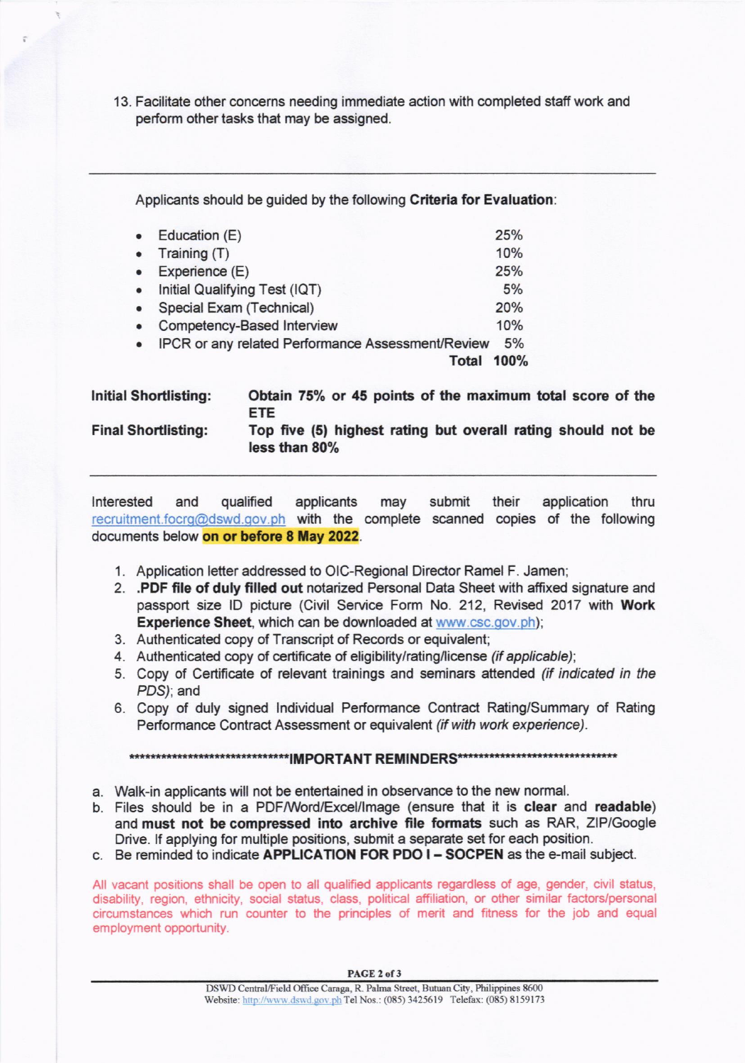13. Facilitate other concerns needing immediate action with completed staff work and perform other tasks that may be assigned.

---

Applicants should be guided by the following **Criteria for Evaluation**:

| Criteria | Weight |
|---|---|
| • Education (E) | 25% |
| • Training (T) | 10% |
| • Experience (E) | 25% |
| • Initial Qualifying Test (IQT) | 5% |
| • Special Exam (Technical) | 20% |
| • Competency-Based Interview | 10% |
| • IPCR or any related Performance Assessment/Review | 5% |
| **Total** | **100%** |

**Initial Shortlisting:** **Obtain 75% or 45 points of the maximum total score of the ETE**

**Final Shortlisting:** **Top five (5) highest rating but overall rating should not be less than 80%**

---

Interested and qualified applicants may submit their application thru recruitment.focrg@dswd.gov.ph with the complete scanned copies of the following documents below **on or before 8 May 2022**.

1. Application letter addressed to OIC-Regional Director Ramel F. Jamen;
2. **.PDF file of duly filled out** notarized Personal Data Sheet with affixed signature and passport size ID picture (Civil Service Form No. 212, Revised 2017 with **Work Experience Sheet**, which can be downloaded at www.csc.gov.ph);
3. Authenticated copy of Transcript of Records or equivalent;
4. Authenticated copy of certificate of eligibility/rating/license *(if applicable)*;
5. Copy of Certificate of relevant trainings and seminars attended *(if indicated in the PDS)*; and
6. Copy of duly signed Individual Performance Contract Rating/Summary of Rating Performance Contract Assessment or equivalent *(if with work experience)*.

**\*\*\*\*\*\*\*\*\*\*\*\*\*\*\*\*\*\*\*\*\*\*\*\*\*\*\*\*\*\*IMPORTANT REMINDERS\*\*\*\*\*\*\*\*\*\*\*\*\*\*\*\*\*\*\*\*\*\*\*\*\*\*\*\*\*\***

a. Walk-in applicants will not be entertained in observance to the new normal.

b. Files should be in a PDF/Word/Excel/Image (ensure that it is **clear** and **readable**) and **must not be compressed into archive file formats** such as RAR, ZIP/Google Drive. If applying for multiple positions, submit a separate set for each position.

c. Be reminded to indicate **APPLICATION FOR PDO I – SOCPEN** as the e-mail subject.

All vacant positions shall be open to all qualified applicants regardless of age, gender, civil status, disability, region, ethnicity, social status, class, political affiliation, or other similar factors/personal circumstances which run counter to the principles of merit and fitness for the job and equal employment opportunity.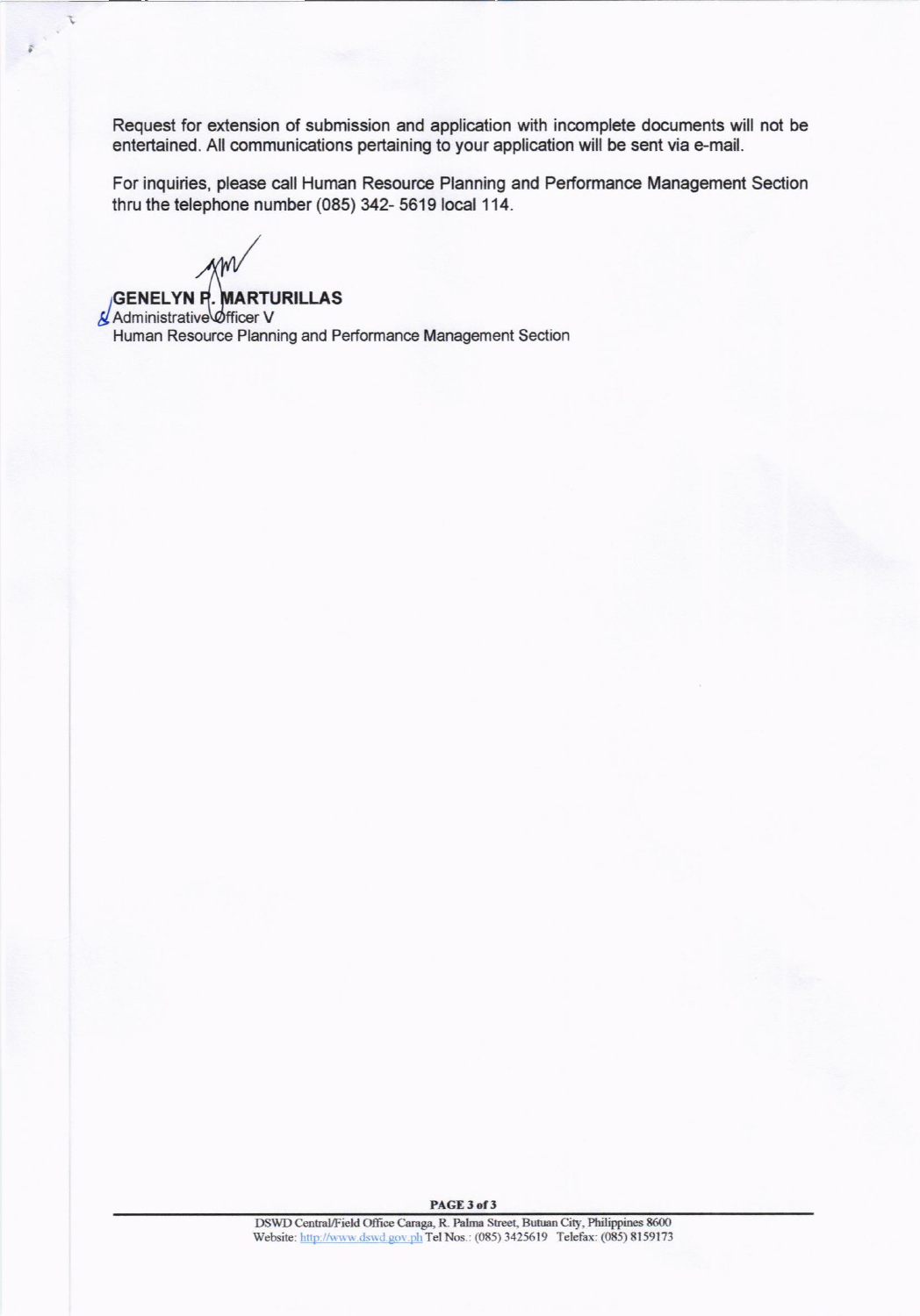Request for extension of submission and application with incomplete documents will not be entertained. All communications pertaining to your application will be sent via e-mail.

For inquiries, please call Human Resource Planning and Performance Management Section thru the telephone number (085) 342- 5619 local 114.

**GENELYN P. MARTURILLAS**
Administrative Officer V
Human Resource Planning and Performance Management Section